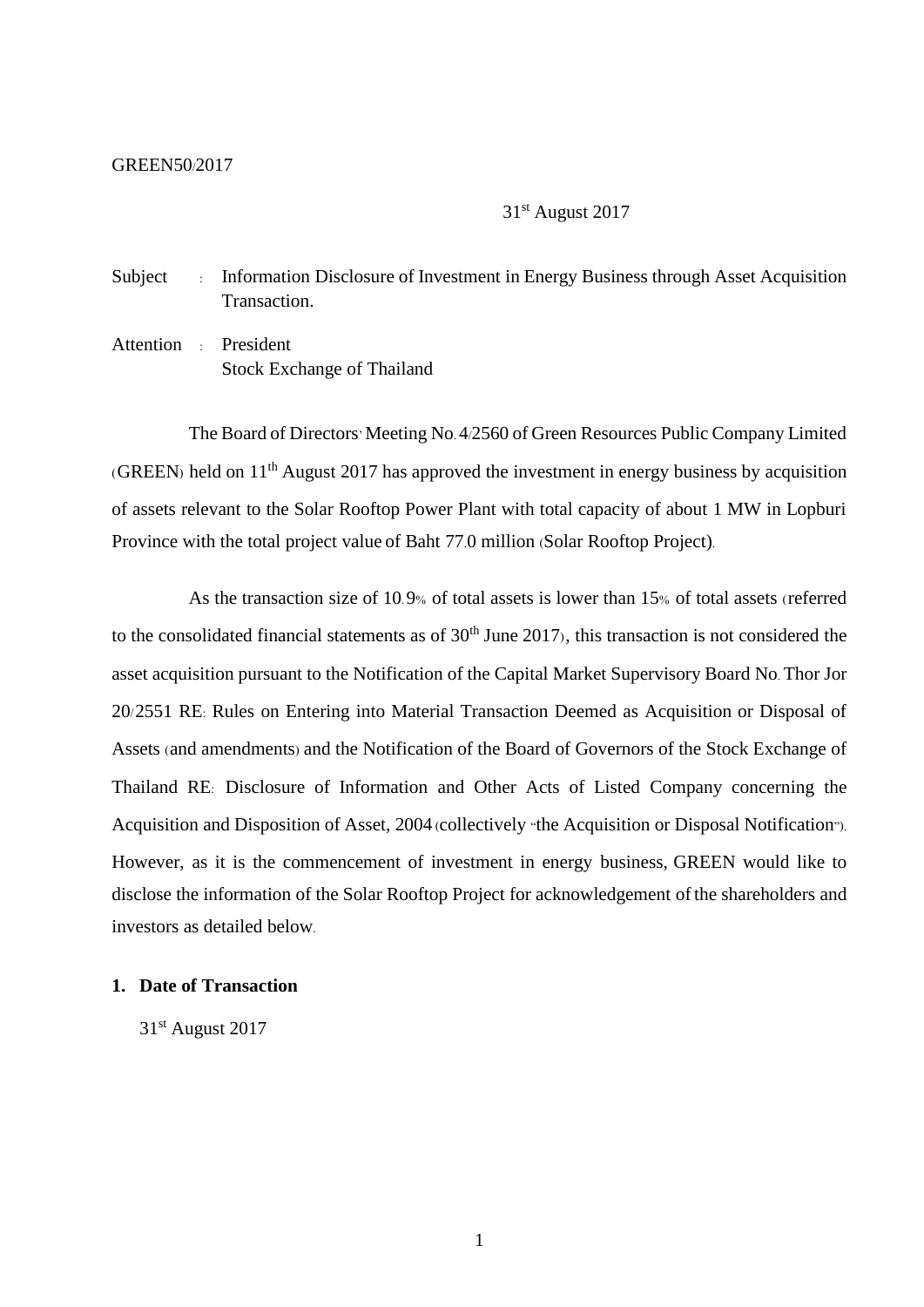GREEN50/2017

31st August 2017

Subject : Information Disclosure of Investment in Energy Business through Asset Acquisition Transaction.

Attention : President
Stock Exchange of Thailand

The Board of Directors' Meeting No. 4/2560 of Green Resources Public Company Limited (GREEN) held on 11th August 2017 has approved the investment in energy business by acquisition of assets relevant to the Solar Rooftop Power Plant with total capacity of about 1 MW in Lopburi Province with the total project value of Baht 77.0 million (Solar Rooftop Project).

As the transaction size of 10.9% of total assets is lower than 15% of total assets (referred to the consolidated financial statements as of 30th June 2017), this transaction is not considered the asset acquisition pursuant to the Notification of the Capital Market Supervisory Board No. Thor Jor 20/2551 RE: Rules on Entering into Material Transaction Deemed as Acquisition or Disposal of Assets (and amendments) and the Notification of the Board of Governors of the Stock Exchange of Thailand RE: Disclosure of Information and Other Acts of Listed Company concerning the Acquisition and Disposition of Asset, 2004 (collectively "the Acquisition or Disposal Notification"). However, as it is the commencement of investment in energy business, GREEN would like to disclose the information of the Solar Rooftop Project for acknowledgement of the shareholders and investors as detailed below.

## 1. Date of Transaction

31st August 2017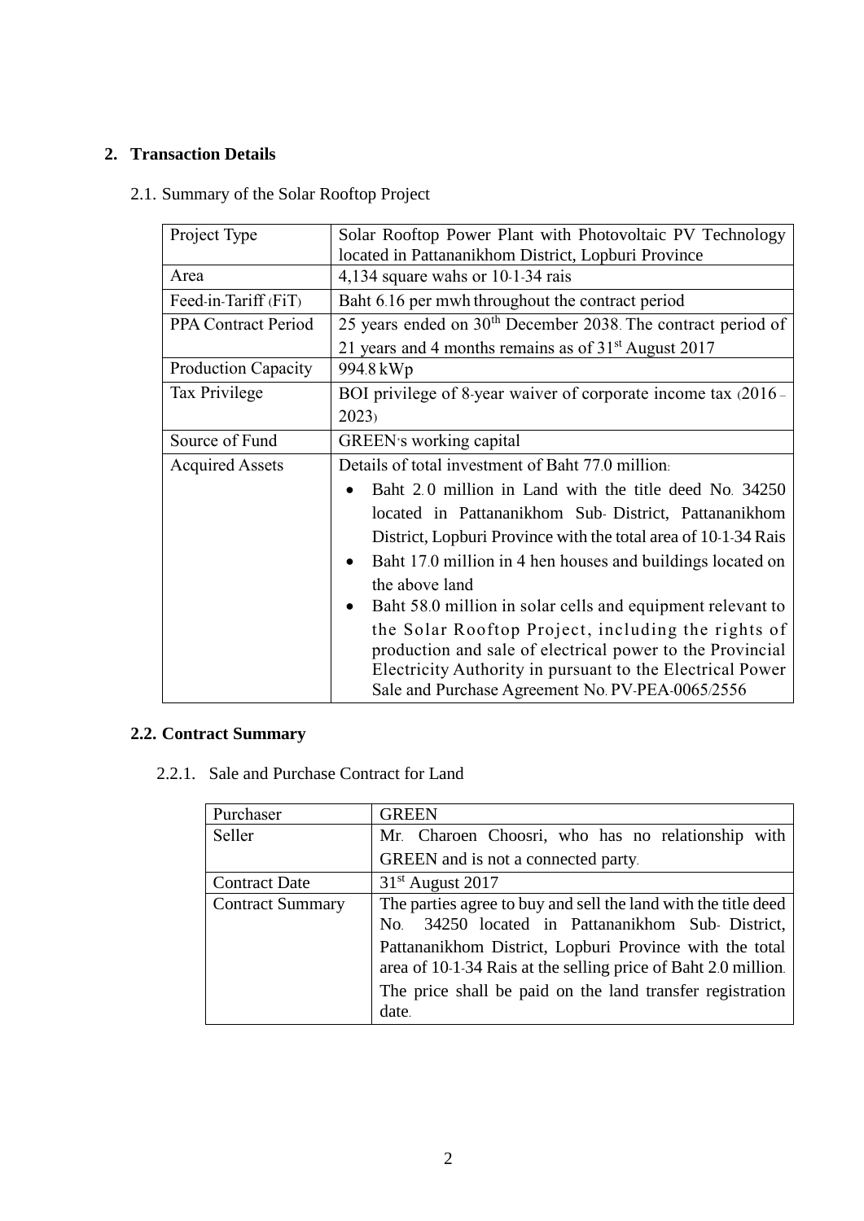## 2. Transaction Details

2.1. Summary of the Solar Rooftop Project

| | |
|---|---|
| Project Type | Solar Rooftop Power Plant with Photovoltaic PV Technology located in Pattananikhom District, Lopburi Province |
| Area | 4,134 square wahs or 10-1-34 rais |
| Feed-in-Tariff (FiT) | Baht 6.16 per mwh throughout the contract period |
| PPA Contract Period | 25 years ended on 30th December 2038. The contract period of 21 years and 4 months remains as of 31st August 2017 |
| Production Capacity | 994.8 kWp |
| Tax Privilege | BOI privilege of 8-year waiver of corporate income tax (2016 – 2023) |
| Source of Fund | GREEN's working capital |
| Acquired Assets | Details of total investment of Baht 77.0 million:<br>• Baht 2.0 million in Land with the title deed No. 34250 located in Pattananikhom Sub- District, Pattananikhom District, Lopburi Province with the total area of 10-1-34 Rais<br>• Baht 17.0 million in 4 hen houses and buildings located on the above land<br>• Baht 58.0 million in solar cells and equipment relevant to the Solar Rooftop Project, including the rights of production and sale of electrical power to the Provincial Electricity Authority in pursuant to the Electrical Power Sale and Purchase Agreement No. PV-PEA-0065/2556 |

### 2.2. Contract Summary

2.2.1. Sale and Purchase Contract for Land

| | |
|---|---|
| Purchaser | GREEN |
| Seller | Mr. Charoen Choosri, who has no relationship with GREEN and is not a connected party. |
| Contract Date | 31st August 2017 |
| Contract Summary | The parties agree to buy and sell the land with the title deed No. 34250 located in Pattananikhom Sub- District, Pattananikhom District, Lopburi Province with the total area of 10-1-34 Rais at the selling price of Baht 2.0 million. The price shall be paid on the land transfer registration date. |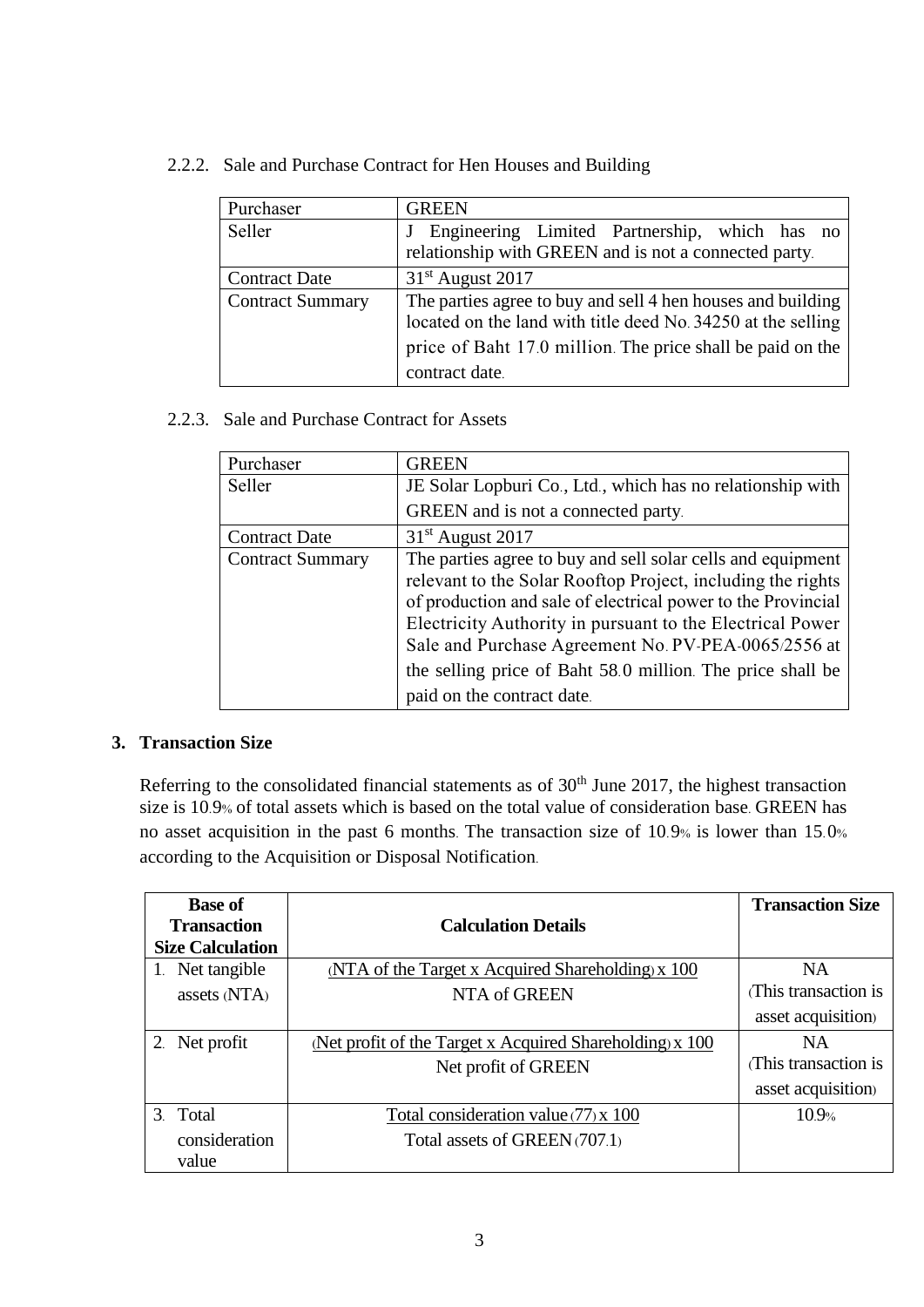#### 2.2.2. Sale and Purchase Contract for Hen Houses and Building

| Purchaser | GREEN |
|---|---|
| Seller | J Engineering Limited Partnership, which has no relationship with GREEN and is not a connected party. |
| Contract Date | 31st August 2017 |
| Contract Summary | The parties agree to buy and sell 4 hen houses and building located on the land with title deed No. 34250 at the selling price of Baht 17.0 million. The price shall be paid on the contract date. |

#### 2.2.3. Sale and Purchase Contract for Assets

| Purchaser | GREEN |
|---|---|
| Seller | JE Solar Lopburi Co., Ltd., which has no relationship with GREEN and is not a connected party. |
| Contract Date | 31st August 2017 |
| Contract Summary | The parties agree to buy and sell solar cells and equipment relevant to the Solar Rooftop Project, including the rights of production and sale of electrical power to the Provincial Electricity Authority in pursuant to the Electrical Power Sale and Purchase Agreement No. PV-PEA-0065/2556 at the selling price of Baht 58.0 million. The price shall be paid on the contract date. |

## 3. Transaction Size

Referring to the consolidated financial statements as of 30th June 2017, the highest transaction size is 10.9% of total assets which is based on the total value of consideration base. GREEN has no asset acquisition in the past 6 months. The transaction size of 10.9% is lower than 15.0% according to the Acquisition or Disposal Notification.

| Base of Transaction Size Calculation | Calculation Details | Transaction Size |
|---|---|---|
| 1. Net tangible assets (NTA) | (NTA of the Target x Acquired Shareholding) x 100 / NTA of GREEN | NA (This transaction is asset acquisition) |
| 2. Net profit | (Net profit of the Target x Acquired Shareholding) x 100 / Net profit of GREEN | NA (This transaction is asset acquisition) |
| 3. Total consideration value | Total consideration value (77) x 100 / Total assets of GREEN (707.1) | 10.9% |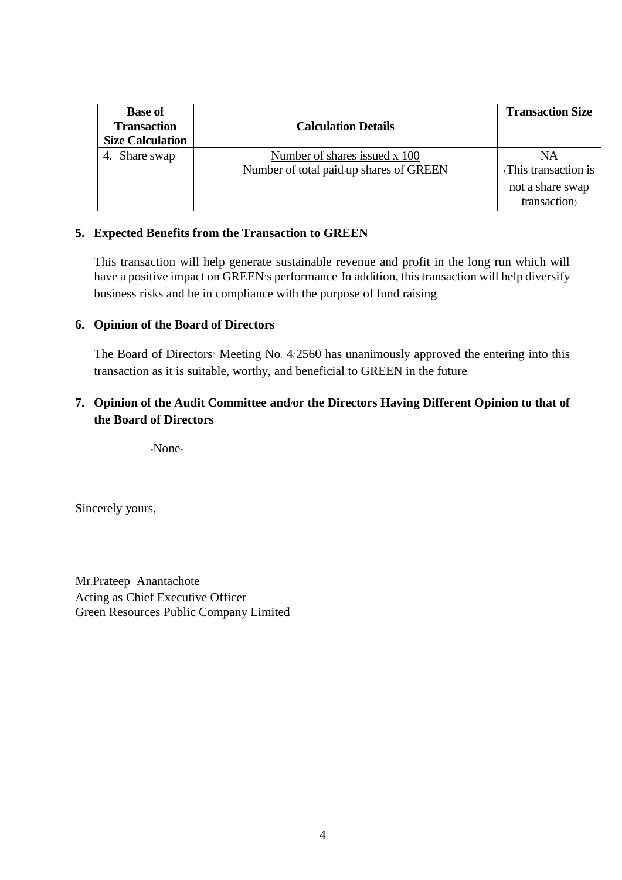| Base of Transaction Size Calculation | Calculation Details | Transaction Size |
|---|---|---|
| 4. Share swap | Number of shares issued x 100 / Number of total paid-up shares of GREEN | NA (This transaction is not a share swap transaction) |

**5. Expected Benefits from the Transaction to GREEN**

This transaction will help generate sustainable revenue and profit in the long run which will have a positive impact on GREEN's performance. In addition, this transaction will help diversify business risks and be in compliance with the purpose of fund raising.

**6. Opinion of the Board of Directors**

The Board of Directors' Meeting No. 4/2560 has unanimously approved the entering into this transaction as it is suitable, worthy, and beneficial to GREEN in the future.

**7. Opinion of the Audit Committee and/or the Directors Having Different Opinion to that of the Board of Directors**

-None-

Sincerely yours,

Mr.Prateep Anantachote
Acting as Chief Executive Officer
Green Resources Public Company Limited